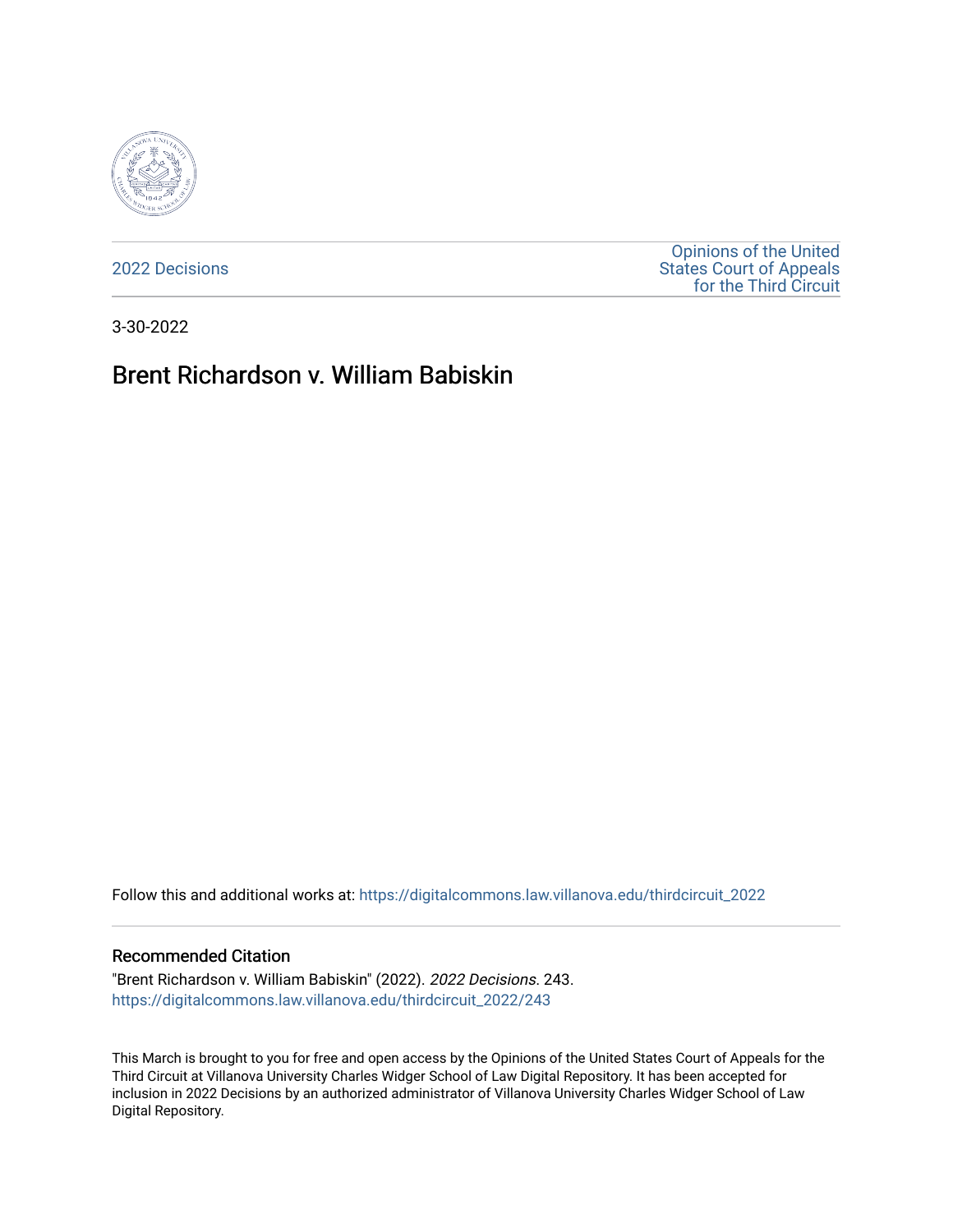2022 Decisions

Opinions of the United States Court of Appeals for the Third Circuit

3-30-2022

# Brent Richardson v. William Babiskin

Follow this and additional works at: https://digitalcommons.law.villanova.edu/thirdcircuit_2022

## Recommended Citation

"Brent Richardson v. William Babiskin" (2022). *2022 Decisions*. 243.
https://digitalcommons.law.villanova.edu/thirdcircuit_2022/243

This March is brought to you for free and open access by the Opinions of the United States Court of Appeals for the Third Circuit at Villanova University Charles Widger School of Law Digital Repository. It has been accepted for inclusion in 2022 Decisions by an authorized administrator of Villanova University Charles Widger School of Law Digital Repository.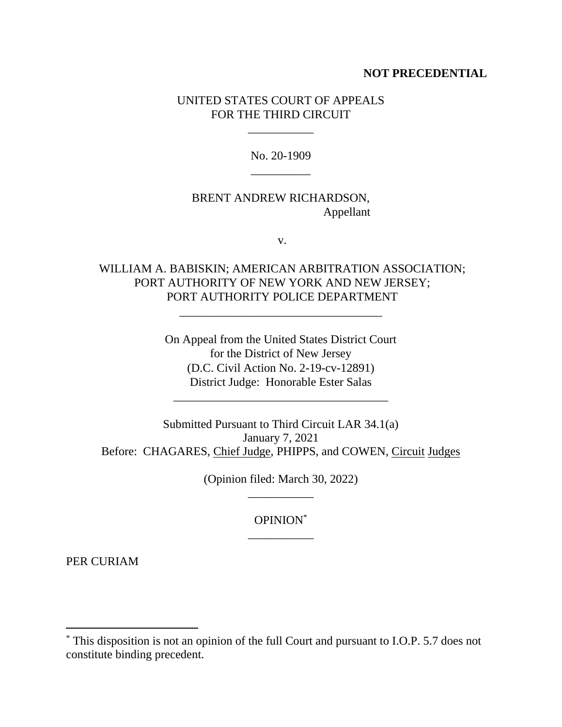**NOT PRECEDENTIAL**

UNITED STATES COURT OF APPEALS
FOR THE THIRD CIRCUIT

\_\_\_\_\_\_\_\_\_\_\_

No. 20-1909

\_\_\_\_\_\_\_\_\_\_

BRENT ANDREW RICHARDSON,
Appellant

v.

WILLIAM A. BABISKIN; AMERICAN ARBITRATION ASSOCIATION; PORT AUTHORITY OF NEW YORK AND NEW JERSEY; PORT AUTHORITY POLICE DEPARTMENT

\_\_\_\_\_\_\_\_\_\_\_\_\_\_\_\_\_\_\_\_\_\_\_\_\_\_\_\_\_\_\_\_\_\_\_\_

On Appeal from the United States District Court
for the District of New Jersey
(D.C. Civil Action No. 2-19-cv-12891)
District Judge: Honorable Ester Salas

\_\_\_\_\_\_\_\_\_\_\_\_\_\_\_\_\_\_\_\_\_\_\_\_\_\_\_\_\_\_\_\_\_\_\_\_

Submitted Pursuant to Third Circuit LAR 34.1(a)
January 7, 2021
Before: CHAGARES, Chief Judge, PHIPPS, and COWEN, Circuit Judges

(Opinion filed: March 30, 2022)

\_\_\_\_\_\_\_\_\_\_\_

OPINION[*]

\_\_\_\_\_\_\_\_\_\_\_

PER CURIAM

---

[*] This disposition is not an opinion of the full Court and pursuant to I.O.P. 5.7 does not constitute binding precedent.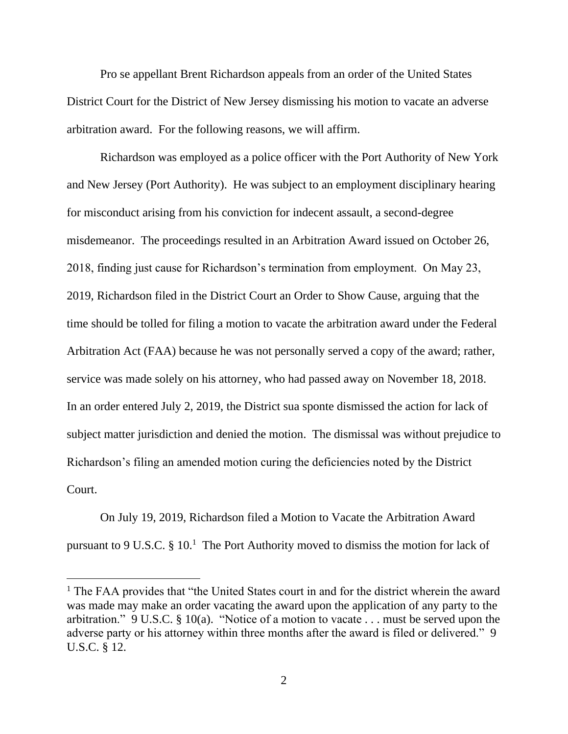Pro se appellant Brent Richardson appeals from an order of the United States District Court for the District of New Jersey dismissing his motion to vacate an adverse arbitration award. For the following reasons, we will affirm.

Richardson was employed as a police officer with the Port Authority of New York and New Jersey (Port Authority). He was subject to an employment disciplinary hearing for misconduct arising from his conviction for indecent assault, a second-degree misdemeanor. The proceedings resulted in an Arbitration Award issued on October 26, 2018, finding just cause for Richardson's termination from employment. On May 23, 2019, Richardson filed in the District Court an Order to Show Cause, arguing that the time should be tolled for filing a motion to vacate the arbitration award under the Federal Arbitration Act (FAA) because he was not personally served a copy of the award; rather, service was made solely on his attorney, who had passed away on November 18, 2018. In an order entered July 2, 2019, the District sua sponte dismissed the action for lack of subject matter jurisdiction and denied the motion. The dismissal was without prejudice to Richardson's filing an amended motion curing the deficiencies noted by the District Court.

On July 19, 2019, Richardson filed a Motion to Vacate the Arbitration Award pursuant to 9 U.S.C. § 10.[1] The Port Authority moved to dismiss the motion for lack of

---

[1] The FAA provides that "the United States court in and for the district wherein the award was made may make an order vacating the award upon the application of any party to the arbitration." 9 U.S.C. § 10(a). "Notice of a motion to vacate . . . must be served upon the adverse party or his attorney within three months after the award is filed or delivered." 9 U.S.C. § 12.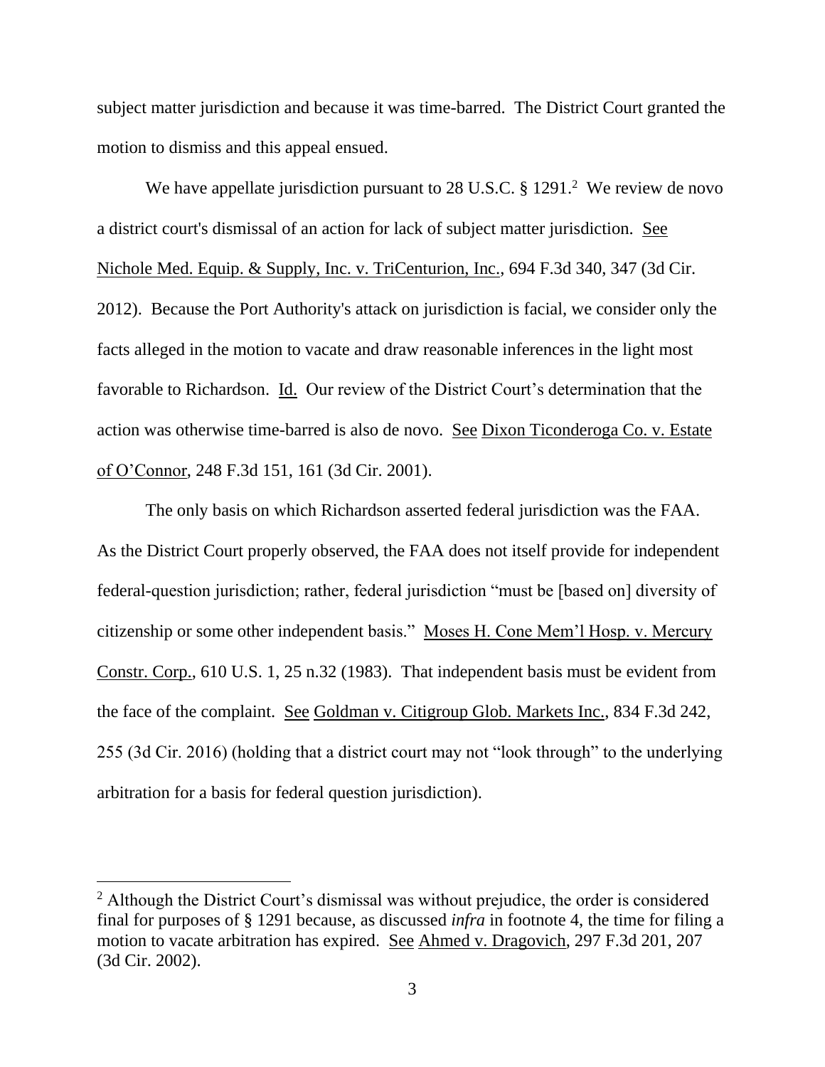subject matter jurisdiction and because it was time-barred. The District Court granted the motion to dismiss and this appeal ensued.

We have appellate jurisdiction pursuant to 28 U.S.C. § 1291.[2] We review de novo a district court's dismissal of an action for lack of subject matter jurisdiction. See Nichole Med. Equip. & Supply, Inc. v. TriCenturion, Inc., 694 F.3d 340, 347 (3d Cir. 2012). Because the Port Authority's attack on jurisdiction is facial, we consider only the facts alleged in the motion to vacate and draw reasonable inferences in the light most favorable to Richardson. Id. Our review of the District Court's determination that the action was otherwise time-barred is also de novo. See Dixon Ticonderoga Co. v. Estate of O'Connor, 248 F.3d 151, 161 (3d Cir. 2001).

The only basis on which Richardson asserted federal jurisdiction was the FAA. As the District Court properly observed, the FAA does not itself provide for independent federal-question jurisdiction; rather, federal jurisdiction "must be [based on] diversity of citizenship or some other independent basis." Moses H. Cone Mem'l Hosp. v. Mercury Constr. Corp., 610 U.S. 1, 25 n.32 (1983). That independent basis must be evident from the face of the complaint. See Goldman v. Citigroup Glob. Markets Inc., 834 F.3d 242, 255 (3d Cir. 2016) (holding that a district court may not "look through" to the underlying arbitration for a basis for federal question jurisdiction).

---

[2] Although the District Court's dismissal was without prejudice, the order is considered final for purposes of § 1291 because, as discussed *infra* in footnote 4, the time for filing a motion to vacate arbitration has expired. See Ahmed v. Dragovich, 297 F.3d 201, 207 (3d Cir. 2002).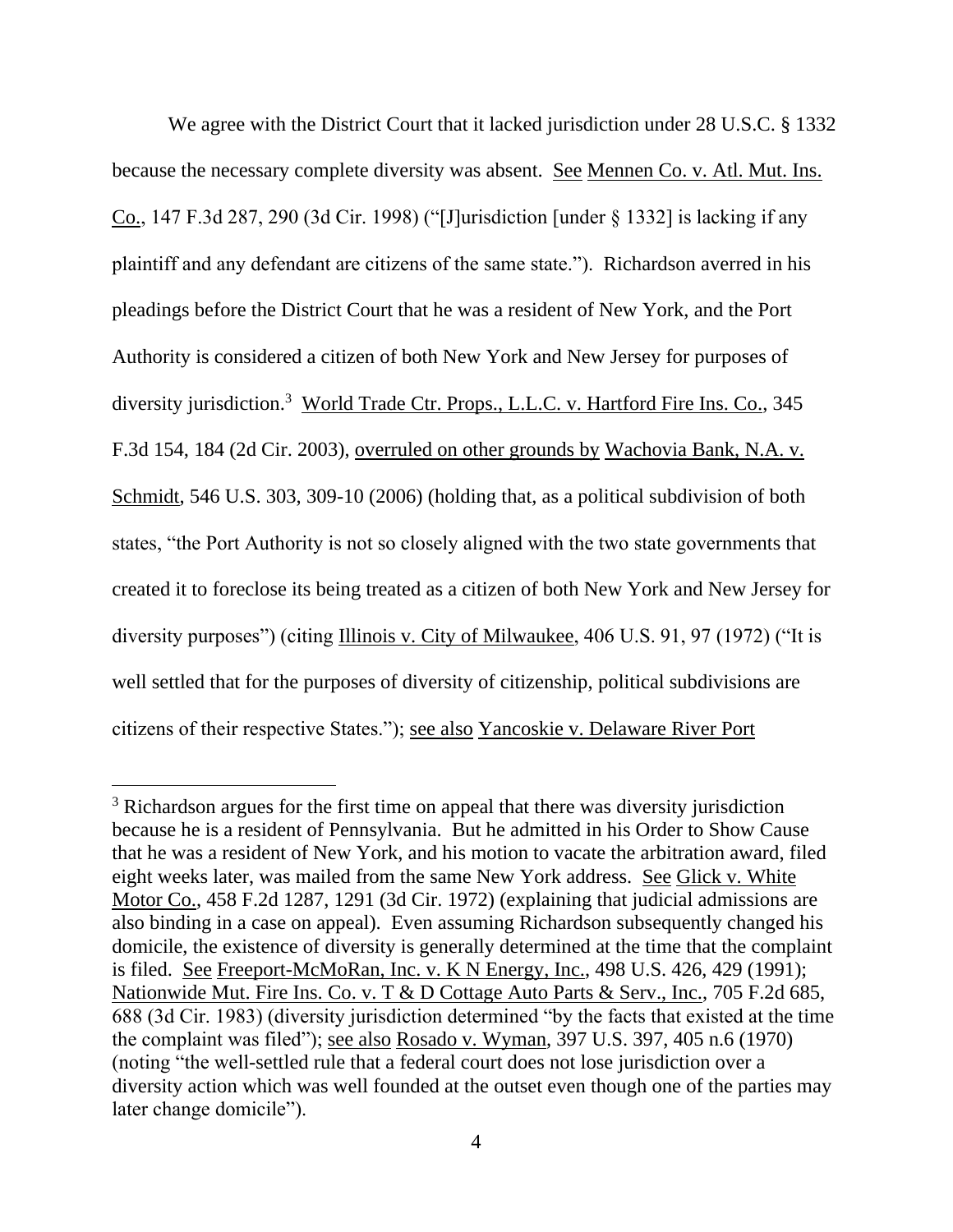We agree with the District Court that it lacked jurisdiction under 28 U.S.C. § 1332 because the necessary complete diversity was absent. See Mennen Co. v. Atl. Mut. Ins. Co., 147 F.3d 287, 290 (3d Cir. 1998) ("[J]urisdiction [under § 1332] is lacking if any plaintiff and any defendant are citizens of the same state."). Richardson averred in his pleadings before the District Court that he was a resident of New York, and the Port Authority is considered a citizen of both New York and New Jersey for purposes of diversity jurisdiction.[3] World Trade Ctr. Props., L.L.C. v. Hartford Fire Ins. Co., 345 F.3d 154, 184 (2d Cir. 2003), overruled on other grounds by Wachovia Bank, N.A. v. Schmidt, 546 U.S. 303, 309-10 (2006) (holding that, as a political subdivision of both states, "the Port Authority is not so closely aligned with the two state governments that created it to foreclose its being treated as a citizen of both New York and New Jersey for diversity purposes") (citing Illinois v. City of Milwaukee, 406 U.S. 91, 97 (1972) ("It is well settled that for the purposes of diversity of citizenship, political subdivisions are citizens of their respective States."); see also Yancoskie v. Delaware River Port

---

[3] Richardson argues for the first time on appeal that there was diversity jurisdiction because he is a resident of Pennsylvania. But he admitted in his Order to Show Cause that he was a resident of New York, and his motion to vacate the arbitration award, filed eight weeks later, was mailed from the same New York address. See Glick v. White Motor Co., 458 F.2d 1287, 1291 (3d Cir. 1972) (explaining that judicial admissions are also binding in a case on appeal). Even assuming Richardson subsequently changed his domicile, the existence of diversity is generally determined at the time that the complaint is filed. See Freeport-McMoRan, Inc. v. K N Energy, Inc., 498 U.S. 426, 429 (1991); Nationwide Mut. Fire Ins. Co. v. T & D Cottage Auto Parts & Serv., Inc., 705 F.2d 685, 688 (3d Cir. 1983) (diversity jurisdiction determined "by the facts that existed at the time the complaint was filed"); see also Rosado v. Wyman, 397 U.S. 397, 405 n.6 (1970) (noting "the well-settled rule that a federal court does not lose jurisdiction over a diversity action which was well founded at the outset even though one of the parties may later change domicile").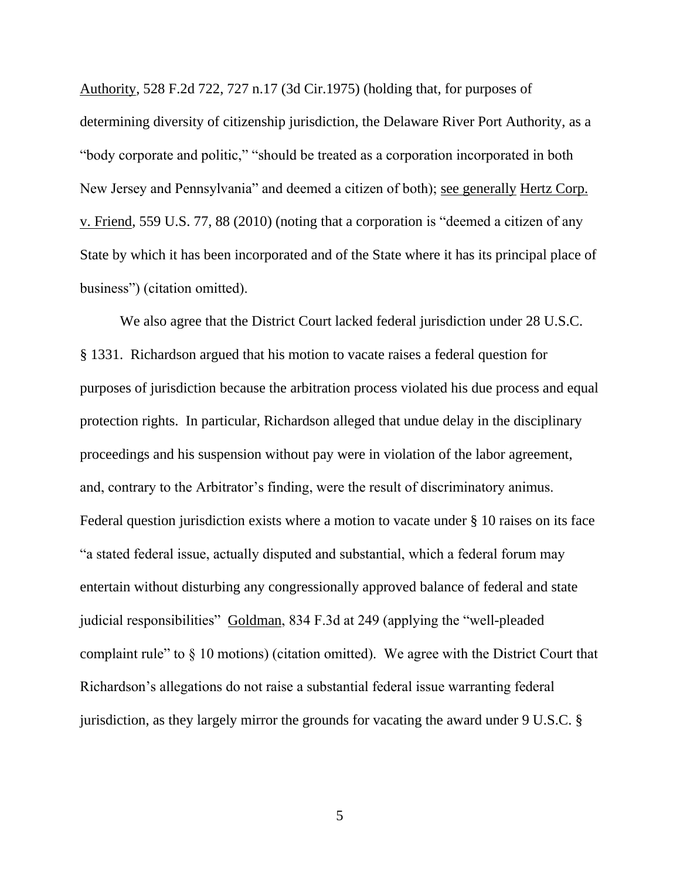Authority, 528 F.2d 722, 727 n.17 (3d Cir.1975) (holding that, for purposes of determining diversity of citizenship jurisdiction, the Delaware River Port Authority, as a "body corporate and politic," "should be treated as a corporation incorporated in both New Jersey and Pennsylvania" and deemed a citizen of both); see generally Hertz Corp. v. Friend, 559 U.S. 77, 88 (2010) (noting that a corporation is "deemed a citizen of any State by which it has been incorporated and of the State where it has its principal place of business") (citation omitted).

We also agree that the District Court lacked federal jurisdiction under 28 U.S.C. § 1331. Richardson argued that his motion to vacate raises a federal question for purposes of jurisdiction because the arbitration process violated his due process and equal protection rights. In particular, Richardson alleged that undue delay in the disciplinary proceedings and his suspension without pay were in violation of the labor agreement, and, contrary to the Arbitrator's finding, were the result of discriminatory animus. Federal question jurisdiction exists where a motion to vacate under § 10 raises on its face "a stated federal issue, actually disputed and substantial, which a federal forum may entertain without disturbing any congressionally approved balance of federal and state judicial responsibilities" Goldman, 834 F.3d at 249 (applying the "well-pleaded complaint rule" to § 10 motions) (citation omitted). We agree with the District Court that Richardson's allegations do not raise a substantial federal issue warranting federal jurisdiction, as they largely mirror the grounds for vacating the award under 9 U.S.C. §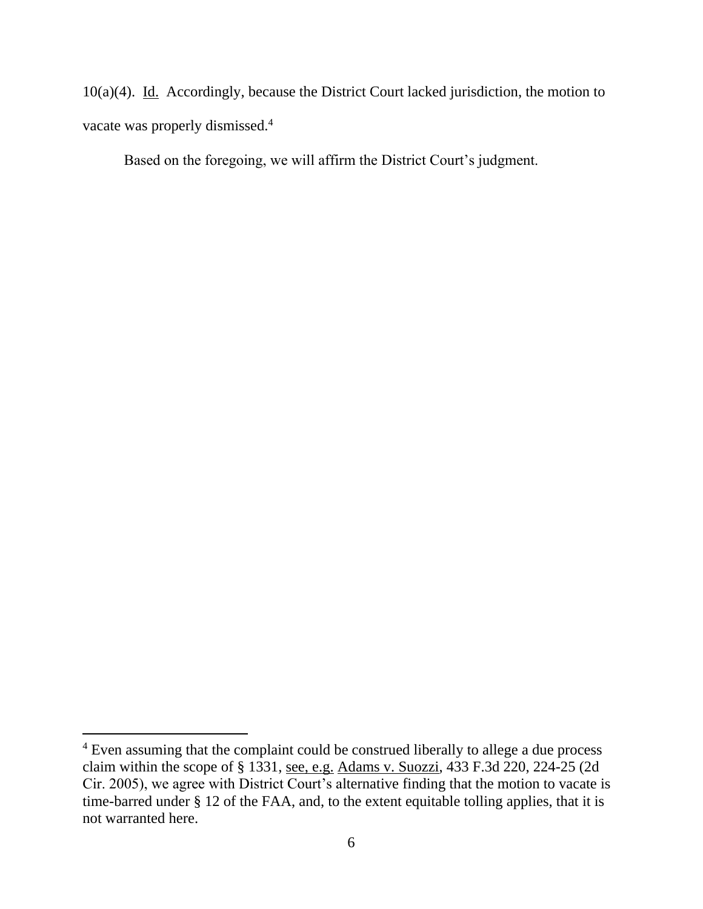10(a)(4). Id. Accordingly, because the District Court lacked jurisdiction, the motion to vacate was properly dismissed.[4]

Based on the foregoing, we will affirm the District Court's judgment.

---

[4] Even assuming that the complaint could be construed liberally to allege a due process claim within the scope of § 1331, see, e.g. Adams v. Suozzi, 433 F.3d 220, 224-25 (2d Cir. 2005), we agree with District Court's alternative finding that the motion to vacate is time-barred under § 12 of the FAA, and, to the extent equitable tolling applies, that it is not warranted here.